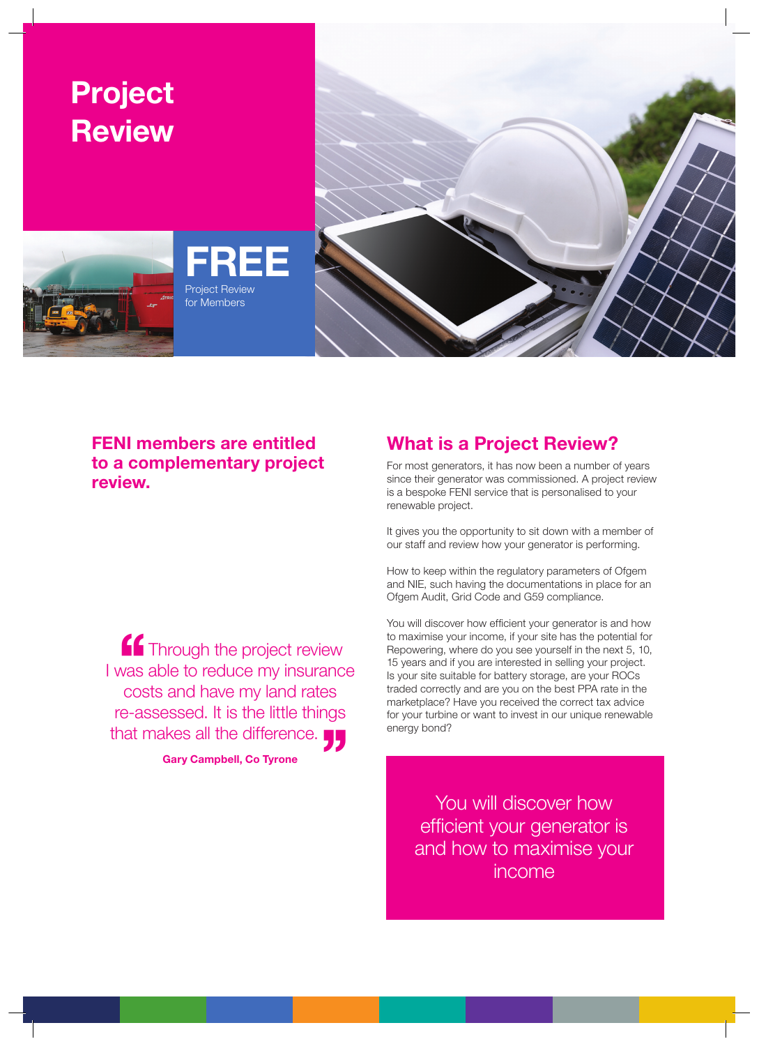# Project Review

**FREE**
Project Review
for Members

## FENI members are entitled to a complementary project review.

> Through the project review I was able to reduce my insurance costs and have my land rates re-assessed. It is the little things that makes all the difference.
>
> **Gary Campbell, Co Tyrone**

## What is a Project Review?

For most generators, it has now been a number of years since their generator was commissioned. A project review is a bespoke FENI service that is personalised to your renewable project.

It gives you the opportunity to sit down with a member of our staff and review how your generator is performing.

How to keep within the regulatory parameters of Ofgem and NIE, such having the documentations in place for an Ofgem Audit, Grid Code and G59 compliance.

You will discover how efficient your generator is and how to maximise your income, if your site has the potential for Repowering, where do you see yourself in the next 5, 10, 15 years and if you are interested in selling your project. Is your site suitable for battery storage, are your ROCs traded correctly and are you on the best PPA rate in the marketplace? Have you received the correct tax advice for your turbine or want to invest in our unique renewable energy bond?

You will discover how efficient your generator is and how to maximise your income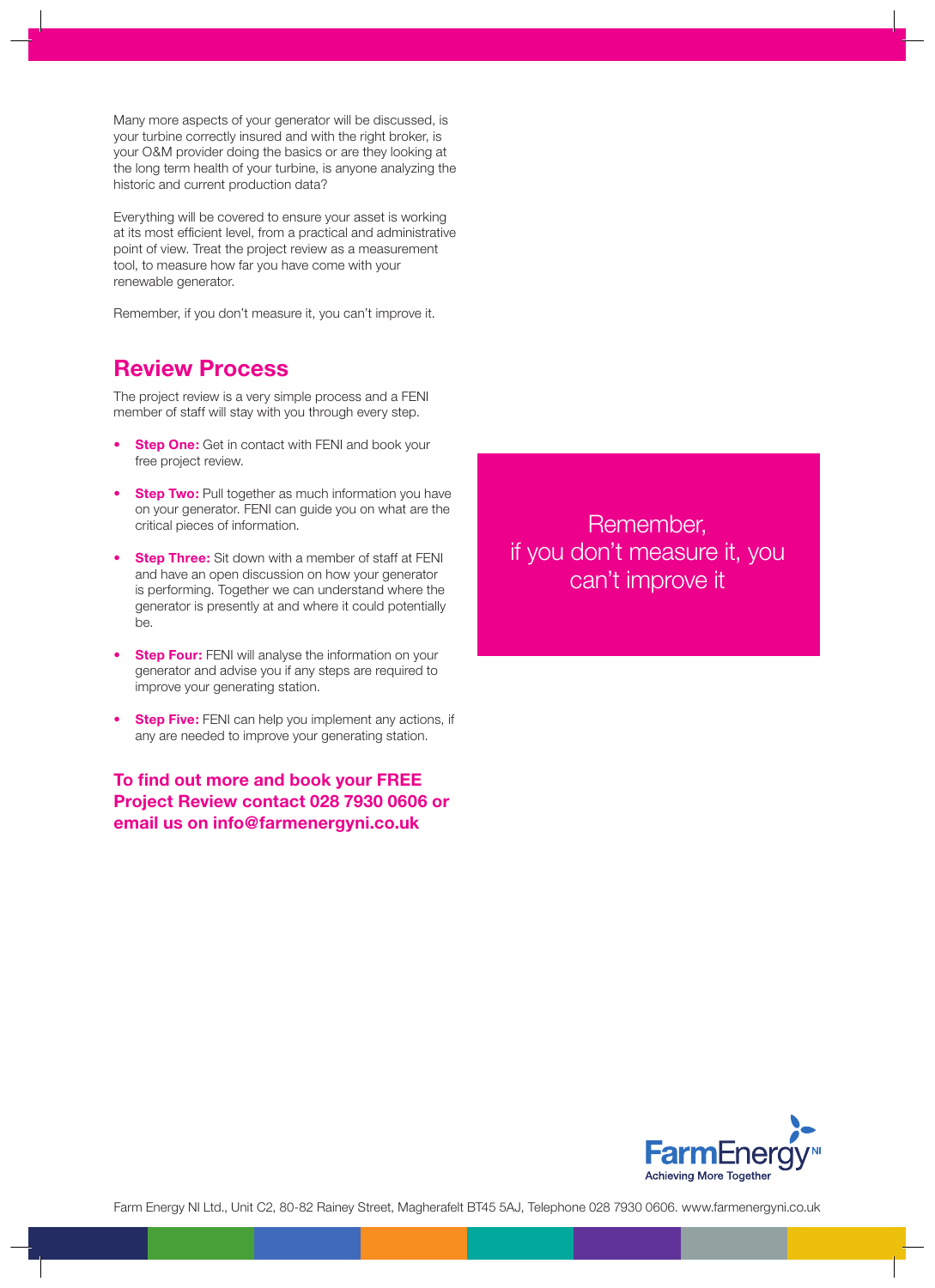Many more aspects of your generator will be discussed, is your turbine correctly insured and with the right broker, is your O&M provider doing the basics or are they looking at the long term health of your turbine, is anyone analyzing the historic and current production data?

Everything will be covered to ensure your asset is working at its most efficient level, from a practical and administrative point of view. Treat the project review as a measurement tool, to measure how far you have come with your renewable generator.

Remember, if you don't measure it, you can't improve it.

## Review Process

The project review is a very simple process and a FENI member of staff will stay with you through every step.

- **Step One:** Get in contact with FENI and book your free project review.
- **Step Two:** Pull together as much information you have on your generator. FENI can guide you on what are the critical pieces of information.
- **Step Three:** Sit down with a member of staff at FENI and have an open discussion on how your generator is performing. Together we can understand where the generator is presently at and where it could potentially be.
- **Step Four:** FENI will analyse the information on your generator and advise you if any steps are required to improve your generating station.
- **Step Five:** FENI can help you implement any actions, if any are needed to improve your generating station.

**To find out more and book your FREE Project Review contact 028 7930 0606 or email us on info@farmenergyni.co.uk**

Remember, if you don't measure it, you can't improve it

FarmEnergy NI
Achieving More Together

Farm Energy NI Ltd., Unit C2, 80-82 Rainey Street, Magherafelt BT45 5AJ, Telephone 028 7930 0606. www.farmenergyni.co.uk